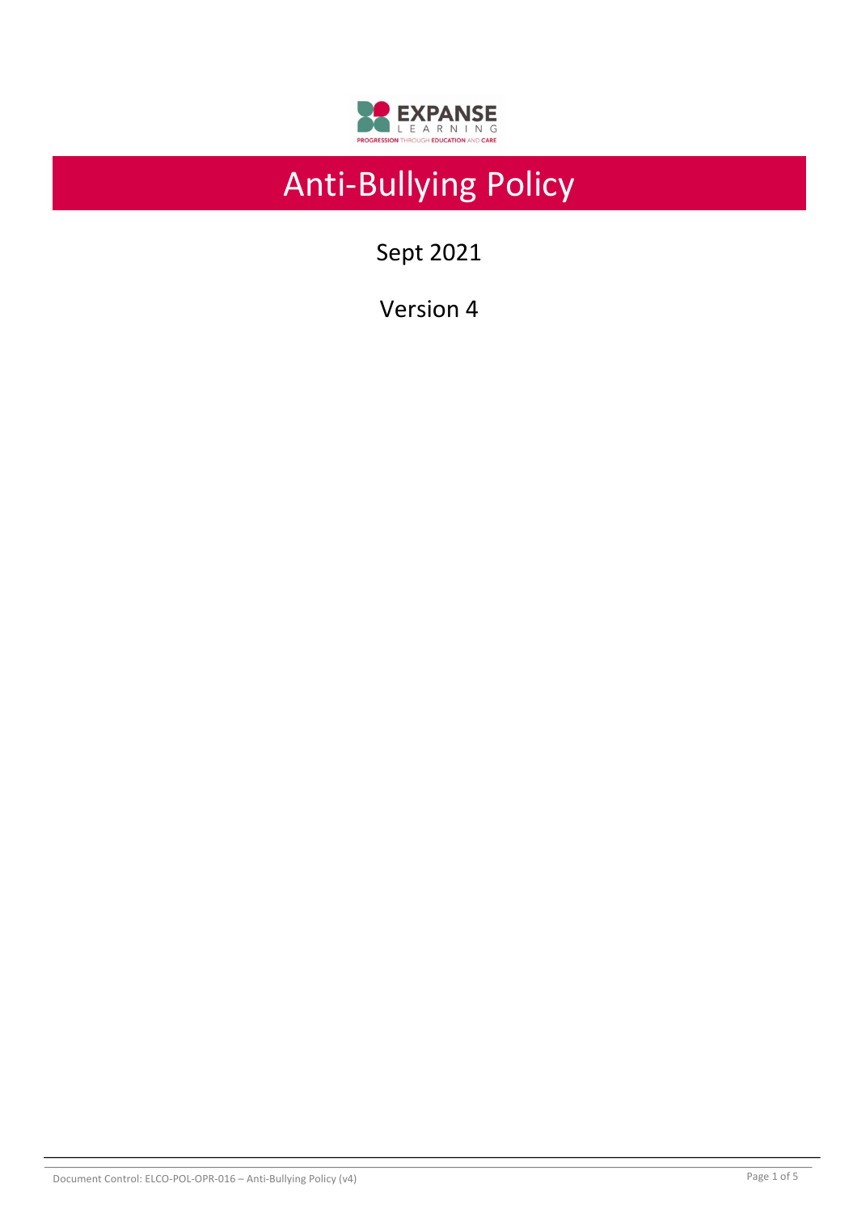EXPANSE LEARNING

PROGRESSION THROUGH EDUCATION AND CARE

# Anti-Bullying Policy

Sept 2021

Version 4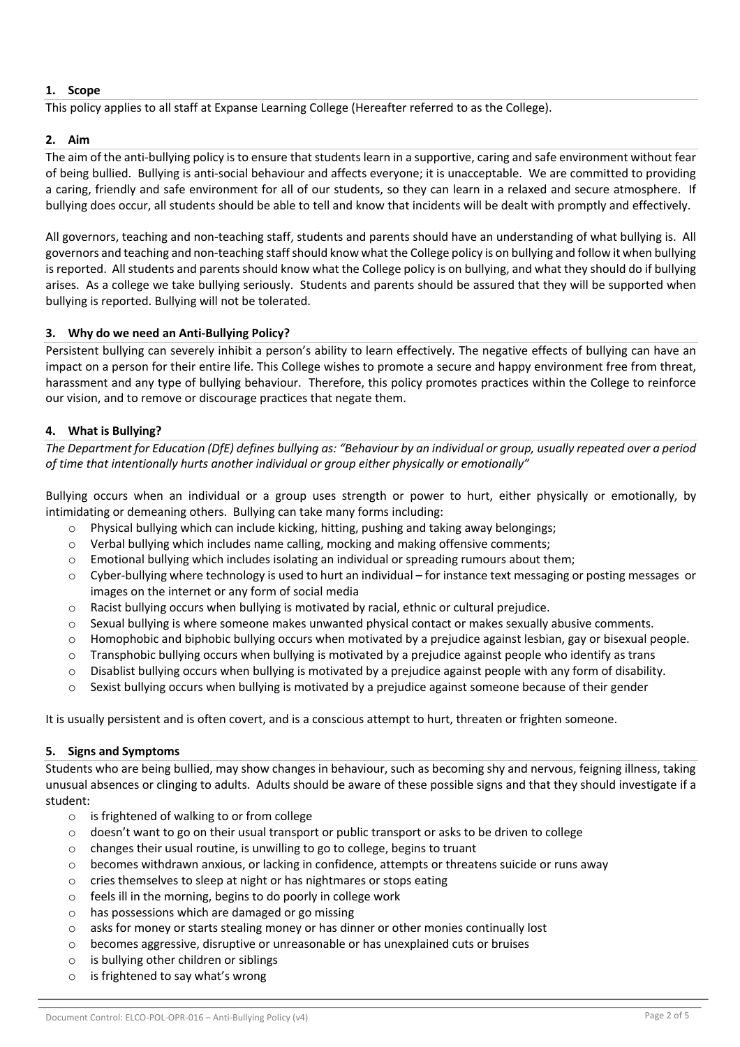## 1. Scope

This policy applies to all staff at Expanse Learning College (Hereafter referred to as the College).

## 2. Aim

The aim of the anti-bullying policy is to ensure that students learn in a supportive, caring and safe environment without fear of being bullied. Bullying is anti-social behaviour and affects everyone; it is unacceptable. We are committed to providing a caring, friendly and safe environment for all of our students, so they can learn in a relaxed and secure atmosphere. If bullying does occur, all students should be able to tell and know that incidents will be dealt with promptly and effectively.

All governors, teaching and non-teaching staff, students and parents should have an understanding of what bullying is. All governors and teaching and non-teaching staff should know what the College policy is on bullying and follow it when bullying is reported. All students and parents should know what the College policy is on bullying, and what they should do if bullying arises. As a college we take bullying seriously. Students and parents should be assured that they will be supported when bullying is reported. Bullying will not be tolerated.

## 3. Why do we need an Anti-Bullying Policy?

Persistent bullying can severely inhibit a person's ability to learn effectively. The negative effects of bullying can have an impact on a person for their entire life. This College wishes to promote a secure and happy environment free from threat, harassment and any type of bullying behaviour. Therefore, this policy promotes practices within the College to reinforce our vision, and to remove or discourage practices that negate them.

## 4. What is Bullying?

*The Department for Education (DfE) defines bullying as: "Behaviour by an individual or group, usually repeated over a period of time that intentionally hurts another individual or group either physically or emotionally"*

Bullying occurs when an individual or a group uses strength or power to hurt, either physically or emotionally, by intimidating or demeaning others. Bullying can take many forms including:

- Physical bullying which can include kicking, hitting, pushing and taking away belongings;
- Verbal bullying which includes name calling, mocking and making offensive comments;
- Emotional bullying which includes isolating an individual or spreading rumours about them;
- Cyber-bullying where technology is used to hurt an individual – for instance text messaging or posting messages or images on the internet or any form of social media
- Racist bullying occurs when bullying is motivated by racial, ethnic or cultural prejudice.
- Sexual bullying is where someone makes unwanted physical contact or makes sexually abusive comments.
- Homophobic and biphobic bullying occurs when motivated by a prejudice against lesbian, gay or bisexual people.
- Transphobic bullying occurs when bullying is motivated by a prejudice against people who identify as trans
- Disablist bullying occurs when bullying is motivated by a prejudice against people with any form of disability.
- Sexist bullying occurs when bullying is motivated by a prejudice against someone because of their gender

It is usually persistent and is often covert, and is a conscious attempt to hurt, threaten or frighten someone.

## 5. Signs and Symptoms

Students who are being bullied, may show changes in behaviour, such as becoming shy and nervous, feigning illness, taking unusual absences or clinging to adults. Adults should be aware of these possible signs and that they should investigate if a student:

- is frightened of walking to or from college
- doesn't want to go on their usual transport or public transport or asks to be driven to college
- changes their usual routine, is unwilling to go to college, begins to truant
- becomes withdrawn anxious, or lacking in confidence, attempts or threatens suicide or runs away
- cries themselves to sleep at night or has nightmares or stops eating
- feels ill in the morning, begins to do poorly in college work
- has possessions which are damaged or go missing
- asks for money or starts stealing money or has dinner or other monies continually lost
- becomes aggressive, disruptive or unreasonable or has unexplained cuts or bruises
- is bullying other children or siblings
- is frightened to say what's wrong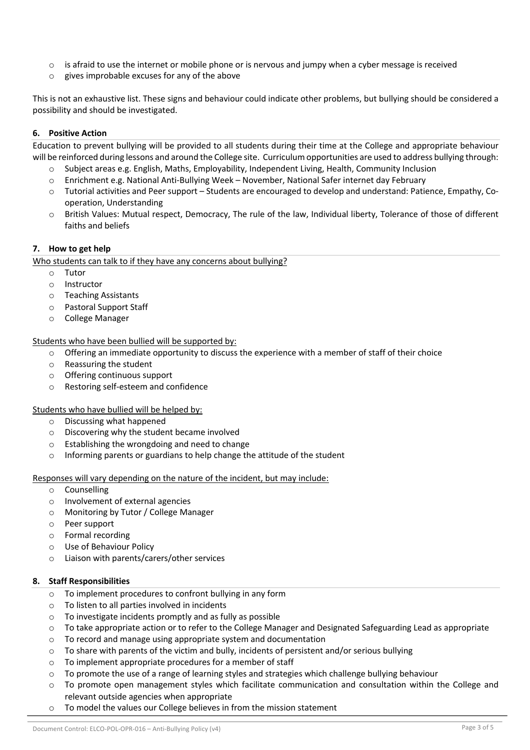- is afraid to use the internet or mobile phone or is nervous and jumpy when a cyber message is received
- gives improbable excuses for any of the above

This is not an exhaustive list. These signs and behaviour could indicate other problems, but bullying should be considered a possibility and should be investigated.

### 6. Positive Action

Education to prevent bullying will be provided to all students during their time at the College and appropriate behaviour will be reinforced during lessons and around the College site. Curriculum opportunities are used to address bullying through:

- Subject areas e.g. English, Maths, Employability, Independent Living, Health, Community Inclusion
- Enrichment e.g. National Anti-Bullying Week – November, National Safer internet day February
- Tutorial activities and Peer support – Students are encouraged to develop and understand: Patience, Empathy, Co-operation, Understanding
- British Values: Mutual respect, Democracy, The rule of the law, Individual liberty, Tolerance of those of different faiths and beliefs

### 7. How to get help

<u>Who students can talk to if they have any concerns about bullying?</u>

- Tutor
- Instructor
- Teaching Assistants
- Pastoral Support Staff
- College Manager

<u>Students who have been bullied will be supported by:</u>

- Offering an immediate opportunity to discuss the experience with a member of staff of their choice
- Reassuring the student
- Offering continuous support
- Restoring self-esteem and confidence

<u>Students who have bullied will be helped by:</u>

- Discussing what happened
- Discovering why the student became involved
- Establishing the wrongdoing and need to change
- Informing parents or guardians to help change the attitude of the student

<u>Responses will vary depending on the nature of the incident, but may include:</u>

- Counselling
- Involvement of external agencies
- Monitoring by Tutor / College Manager
- Peer support
- Formal recording
- Use of Behaviour Policy
- Liaison with parents/carers/other services

### 8. Staff Responsibilities

- To implement procedures to confront bullying in any form
- To listen to all parties involved in incidents
- To investigate incidents promptly and as fully as possible
- To take appropriate action or to refer to the College Manager and Designated Safeguarding Lead as appropriate
- To record and manage using appropriate system and documentation
- To share with parents of the victim and bully, incidents of persistent and/or serious bullying
- To implement appropriate procedures for a member of staff
- To promote the use of a range of learning styles and strategies which challenge bullying behaviour
- To promote open management styles which facilitate communication and consultation within the College and relevant outside agencies when appropriate
- To model the values our College believes in from the mission statement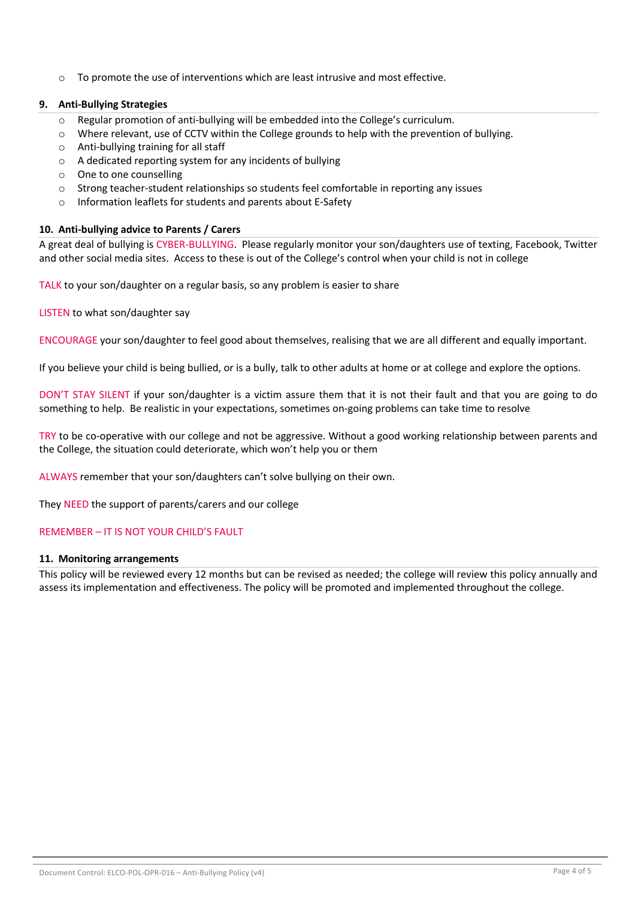- To promote the use of interventions which are least intrusive and most effective.

## 9. Anti-Bullying Strategies

- Regular promotion of anti-bullying will be embedded into the College's curriculum.
- Where relevant, use of CCTV within the College grounds to help with the prevention of bullying.
- Anti-bullying training for all staff
- A dedicated reporting system for any incidents of bullying
- One to one counselling
- Strong teacher-student relationships so students feel comfortable in reporting any issues
- Information leaflets for students and parents about E-Safety

## 10. Anti-bullying advice to Parents / Carers

A great deal of bullying is CYBER-BULLYING. Please regularly monitor your son/daughters use of texting, Facebook, Twitter and other social media sites. Access to these is out of the College's control when your child is not in college

TALK to your son/daughter on a regular basis, so any problem is easier to share

LISTEN to what son/daughter say

ENCOURAGE your son/daughter to feel good about themselves, realising that we are all different and equally important.

If you believe your child is being bullied, or is a bully, talk to other adults at home or at college and explore the options.

DON'T STAY SILENT if your son/daughter is a victim assure them that it is not their fault and that you are going to do something to help. Be realistic in your expectations, sometimes on-going problems can take time to resolve

TRY to be co-operative with our college and not be aggressive. Without a good working relationship between parents and the College, the situation could deteriorate, which won't help you or them

ALWAYS remember that your son/daughters can't solve bullying on their own.

They NEED the support of parents/carers and our college

REMEMBER – IT IS NOT YOUR CHILD'S FAULT

## 11. Monitoring arrangements

This policy will be reviewed every 12 months but can be revised as needed; the college will review this policy annually and assess its implementation and effectiveness. The policy will be promoted and implemented throughout the college.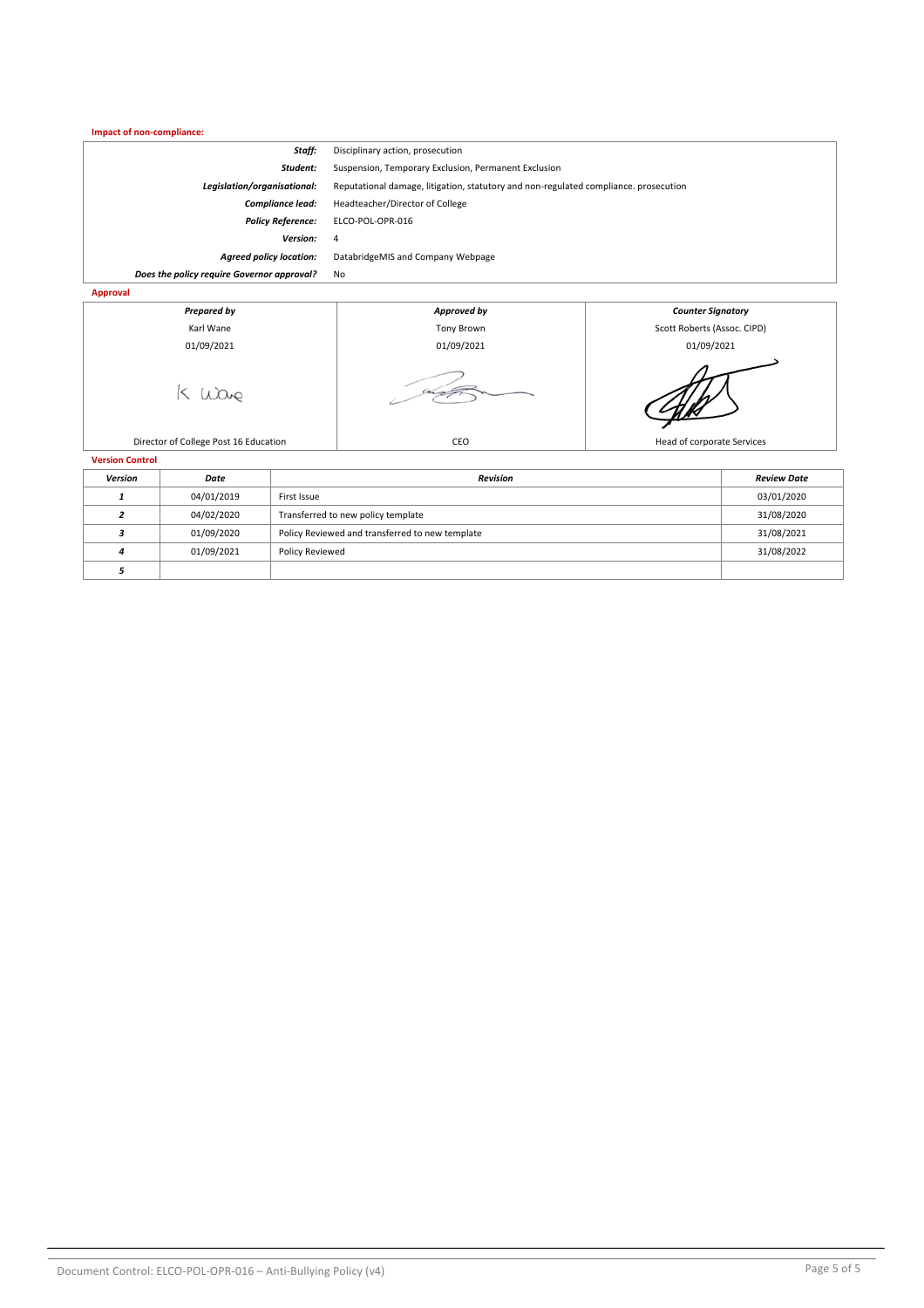**Impact of non-compliance:**

| | |
|---|---|
| ***Staff:*** | Disciplinary action, prosecution |
| ***Student:*** | Suspension, Temporary Exclusion, Permanent Exclusion |
| ***Legislation/organisational:*** | Reputational damage, litigation, statutory and non-regulated compliance. prosecution |
| ***Compliance lead:*** | Headteacher/Director of College |
| ***Policy Reference:*** | ELCO-POL-OPR-016 |
| ***Version:*** | 4 |
| ***Agreed policy location:*** | DatabridgeMIS and Company Webpage |
| ***Does the policy require Governor approval?*** | No |

**Approval**

| ***Prepared by*** | ***Approved by*** | ***Counter Signatory*** |
|---|---|---|
| Karl Wane | Tony Brown | Scott Roberts (Assoc. CIPD) |
| 01/09/2021 | 01/09/2021 | 01/09/2021 |
| K Wane | | |
| Director of College Post 16 Education | CEO | Head of corporate Services |

**Version Control**

| ***Version*** | ***Date*** | ***Revision*** | ***Review Date*** |
|---|---|---|---|
| ***1*** | 04/01/2019 | First Issue | 03/01/2020 |
| ***2*** | 04/02/2020 | Transferred to new policy template | 31/08/2020 |
| ***3*** | 01/09/2020 | Policy Reviewed and transferred to new template | 31/08/2021 |
| ***4*** | 01/09/2021 | Policy Reviewed | 31/08/2022 |
| ***5*** | | | |